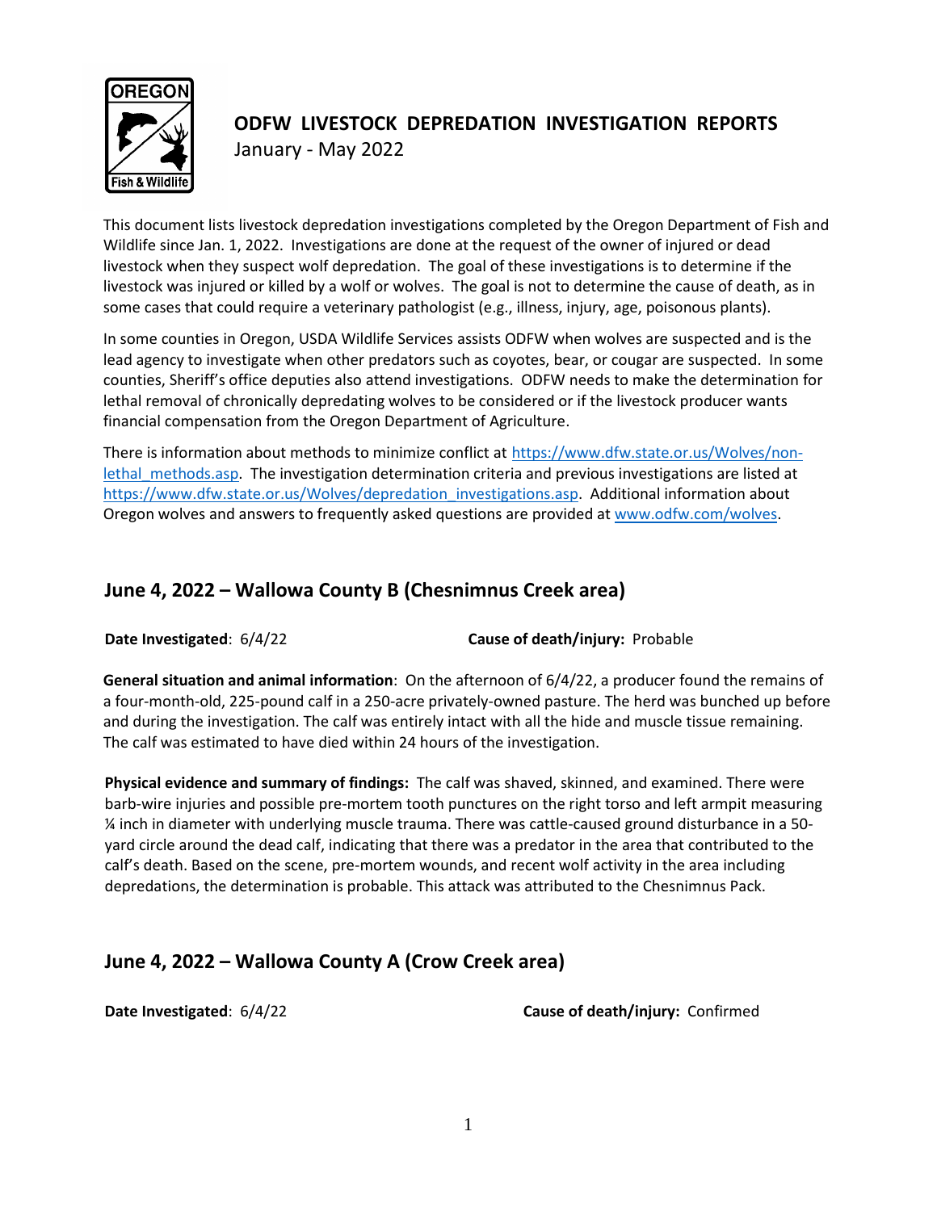# ODFW LIVESTOCK DEPREDATION INVESTIGATION REPORTS

January - May 2022

This document lists livestock depredation investigations completed by the Oregon Department of Fish and Wildlife since Jan. 1, 2022. Investigations are done at the request of the owner of injured or dead livestock when they suspect wolf depredation. The goal of these investigations is to determine if the livestock was injured or killed by a wolf or wolves. The goal is not to determine the cause of death, as in some cases that could require a veterinary pathologist (e.g., illness, injury, age, poisonous plants).

In some counties in Oregon, USDA Wildlife Services assists ODFW when wolves are suspected and is the lead agency to investigate when other predators such as coyotes, bear, or cougar are suspected. In some counties, Sheriff's office deputies also attend investigations. ODFW needs to make the determination for lethal removal of chronically depredating wolves to be considered or if the livestock producer wants financial compensation from the Oregon Department of Agriculture.

There is information about methods to minimize conflict at [https://www.dfw.state.or.us/Wolves/non-lethal_methods.asp](https://www.dfw.state.or.us/Wolves/non-lethal_methods.asp). The investigation determination criteria and previous investigations are listed at [https://www.dfw.state.or.us/Wolves/depredation_investigations.asp](https://www.dfw.state.or.us/Wolves/depredation_investigations.asp). Additional information about Oregon wolves and answers to frequently asked questions are provided at [www.odfw.com/wolves](www.odfw.com/wolves).

## June 4, 2022 – Wallowa County B (Chesnimnus Creek area)

**Date Investigated**: 6/4/22 **Cause of death/injury:** Probable

**General situation and animal information**: On the afternoon of 6/4/22, a producer found the remains of a four-month-old, 225-pound calf in a 250-acre privately-owned pasture. The herd was bunched up before and during the investigation. The calf was entirely intact with all the hide and muscle tissue remaining. The calf was estimated to have died within 24 hours of the investigation.

**Physical evidence and summary of findings:** The calf was shaved, skinned, and examined. There were barb-wire injuries and possible pre-mortem tooth punctures on the right torso and left armpit measuring ¼ inch in diameter with underlying muscle trauma. There was cattle-caused ground disturbance in a 50-yard circle around the dead calf, indicating that there was a predator in the area that contributed to the calf's death. Based on the scene, pre-mortem wounds, and recent wolf activity in the area including depredations, the determination is probable. This attack was attributed to the Chesnimnus Pack.

## June 4, 2022 – Wallowa County A (Crow Creek area)

**Date Investigated**: 6/4/22 **Cause of death/injury:** Confirmed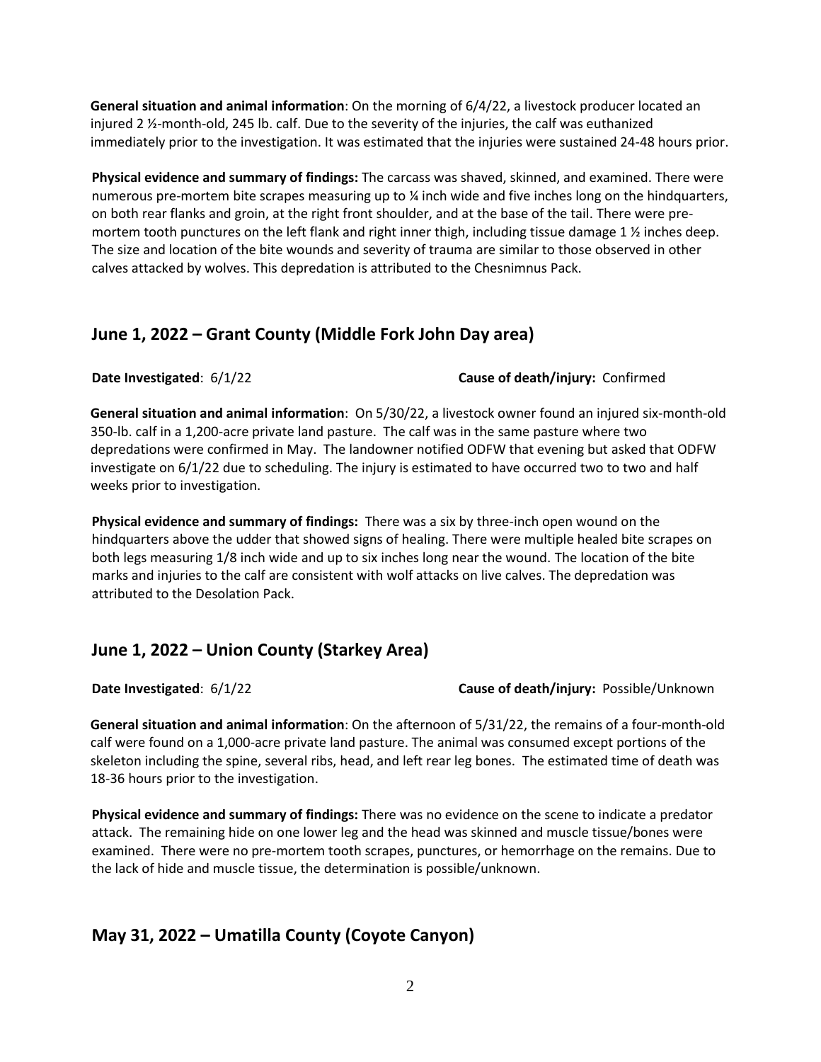**General situation and animal information**: On the morning of 6/4/22, a livestock producer located an injured 2 ½-month-old, 245 lb. calf. Due to the severity of the injuries, the calf was euthanized immediately prior to the investigation. It was estimated that the injuries were sustained 24-48 hours prior.

**Physical evidence and summary of findings:** The carcass was shaved, skinned, and examined. There were numerous pre-mortem bite scrapes measuring up to ¼ inch wide and five inches long on the hindquarters, on both rear flanks and groin, at the right front shoulder, and at the base of the tail. There were pre-mortem tooth punctures on the left flank and right inner thigh, including tissue damage 1 ½ inches deep. The size and location of the bite wounds and severity of trauma are similar to those observed in other calves attacked by wolves. This depredation is attributed to the Chesnimnus Pack.

## June 1, 2022 – Grant County (Middle Fork John Day area)

**Date Investigated**: 6/1/22 **Cause of death/injury:** Confirmed

**General situation and animal information**: On 5/30/22, a livestock owner found an injured six-month-old 350-lb. calf in a 1,200-acre private land pasture. The calf was in the same pasture where two depredations were confirmed in May. The landowner notified ODFW that evening but asked that ODFW investigate on 6/1/22 due to scheduling. The injury is estimated to have occurred two to two and half weeks prior to investigation.

**Physical evidence and summary of findings:** There was a six by three-inch open wound on the hindquarters above the udder that showed signs of healing. There were multiple healed bite scrapes on both legs measuring 1/8 inch wide and up to six inches long near the wound. The location of the bite marks and injuries to the calf are consistent with wolf attacks on live calves. The depredation was attributed to the Desolation Pack.

## June 1, 2022 – Union County (Starkey Area)

**Date Investigated**: 6/1/22 **Cause of death/injury:** Possible/Unknown

**General situation and animal information**: On the afternoon of 5/31/22, the remains of a four-month-old calf were found on a 1,000-acre private land pasture. The animal was consumed except portions of the skeleton including the spine, several ribs, head, and left rear leg bones. The estimated time of death was 18-36 hours prior to the investigation.

**Physical evidence and summary of findings:** There was no evidence on the scene to indicate a predator attack. The remaining hide on one lower leg and the head was skinned and muscle tissue/bones were examined. There were no pre-mortem tooth scrapes, punctures, or hemorrhage on the remains. Due to the lack of hide and muscle tissue, the determination is possible/unknown.

## May 31, 2022 – Umatilla County (Coyote Canyon)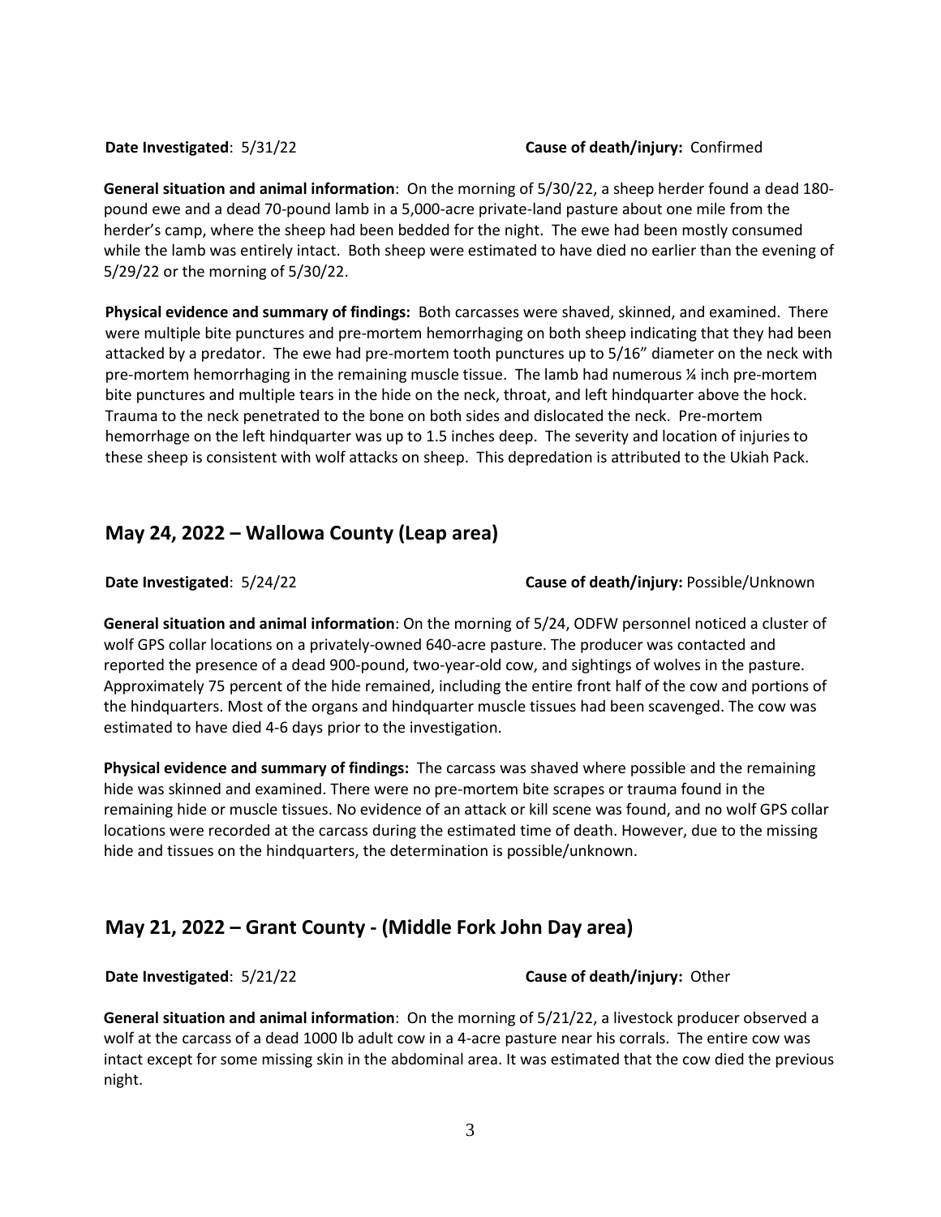**Date Investigated**: 5/31/22 **Cause of death/injury:** Confirmed

**General situation and animal information**: On the morning of 5/30/22, a sheep herder found a dead 180-pound ewe and a dead 70-pound lamb in a 5,000-acre private-land pasture about one mile from the herder's camp, where the sheep had been bedded for the night. The ewe had been mostly consumed while the lamb was entirely intact. Both sheep were estimated to have died no earlier than the evening of 5/29/22 or the morning of 5/30/22.

**Physical evidence and summary of findings:** Both carcasses were shaved, skinned, and examined. There were multiple bite punctures and pre-mortem hemorrhaging on both sheep indicating that they had been attacked by a predator. The ewe had pre-mortem tooth punctures up to 5/16" diameter on the neck with pre-mortem hemorrhaging in the remaining muscle tissue. The lamb had numerous ¼ inch pre-mortem bite punctures and multiple tears in the hide on the neck, throat, and left hindquarter above the hock. Trauma to the neck penetrated to the bone on both sides and dislocated the neck. Pre-mortem hemorrhage on the left hindquarter was up to 1.5 inches deep. The severity and location of injuries to these sheep is consistent with wolf attacks on sheep. This depredation is attributed to the Ukiah Pack.

## May 24, 2022 – Wallowa County (Leap area)

**Date Investigated**: 5/24/22 **Cause of death/injury:** Possible/Unknown

**General situation and animal information**: On the morning of 5/24, ODFW personnel noticed a cluster of wolf GPS collar locations on a privately-owned 640-acre pasture. The producer was contacted and reported the presence of a dead 900-pound, two-year-old cow, and sightings of wolves in the pasture. Approximately 75 percent of the hide remained, including the entire front half of the cow and portions of the hindquarters. Most of the organs and hindquarter muscle tissues had been scavenged. The cow was estimated to have died 4-6 days prior to the investigation.

**Physical evidence and summary of findings:** The carcass was shaved where possible and the remaining hide was skinned and examined. There were no pre-mortem bite scrapes or trauma found in the remaining hide or muscle tissues. No evidence of an attack or kill scene was found, and no wolf GPS collar locations were recorded at the carcass during the estimated time of death. However, due to the missing hide and tissues on the hindquarters, the determination is possible/unknown.

## May 21, 2022 – Grant County - (Middle Fork John Day area)

**Date Investigated**: 5/21/22 **Cause of death/injury:** Other

**General situation and animal information**: On the morning of 5/21/22, a livestock producer observed a wolf at the carcass of a dead 1000 lb adult cow in a 4-acre pasture near his corrals. The entire cow was intact except for some missing skin in the abdominal area. It was estimated that the cow died the previous night.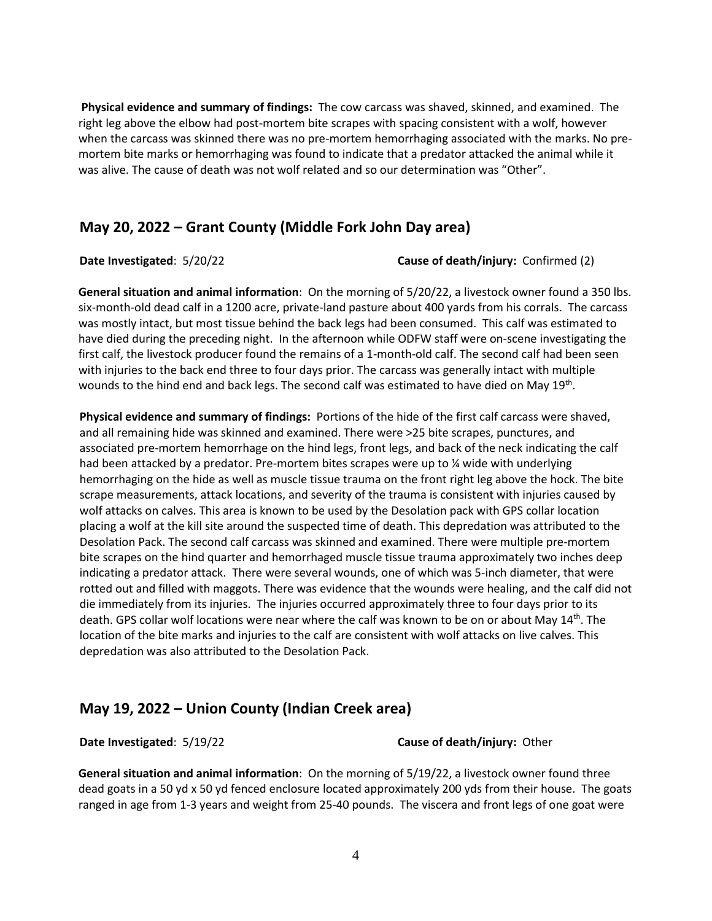**Physical evidence and summary of findings:** The cow carcass was shaved, skinned, and examined. The right leg above the elbow had post-mortem bite scrapes with spacing consistent with a wolf, however when the carcass was skinned there was no pre-mortem hemorrhaging associated with the marks. No pre-mortem bite marks or hemorrhaging was found to indicate that a predator attacked the animal while it was alive. The cause of death was not wolf related and so our determination was "Other".

## May 20, 2022 – Grant County (Middle Fork John Day area)

**Date Investigated**: 5/20/22 **Cause of death/injury:** Confirmed (2)

**General situation and animal information**: On the morning of 5/20/22, a livestock owner found a 350 lbs. six-month-old dead calf in a 1200 acre, private-land pasture about 400 yards from his corrals. The carcass was mostly intact, but most tissue behind the back legs had been consumed. This calf was estimated to have died during the preceding night. In the afternoon while ODFW staff were on-scene investigating the first calf, the livestock producer found the remains of a 1-month-old calf. The second calf had been seen with injuries to the back end three to four days prior. The carcass was generally intact with multiple wounds to the hind end and back legs. The second calf was estimated to have died on May 19th.

**Physical evidence and summary of findings:** Portions of the hide of the first calf carcass were shaved, and all remaining hide was skinned and examined. There were >25 bite scrapes, punctures, and associated pre-mortem hemorrhage on the hind legs, front legs, and back of the neck indicating the calf had been attacked by a predator. Pre-mortem bites scrapes were up to ¼ wide with underlying hemorrhaging on the hide as well as muscle tissue trauma on the front right leg above the hock. The bite scrape measurements, attack locations, and severity of the trauma is consistent with injuries caused by wolf attacks on calves. This area is known to be used by the Desolation pack with GPS collar location placing a wolf at the kill site around the suspected time of death. This depredation was attributed to the Desolation Pack. The second calf carcass was skinned and examined. There were multiple pre-mortem bite scrapes on the hind quarter and hemorrhaged muscle tissue trauma approximately two inches deep indicating a predator attack. There were several wounds, one of which was 5-inch diameter, that were rotted out and filled with maggots. There was evidence that the wounds were healing, and the calf did not die immediately from its injuries. The injuries occurred approximately three to four days prior to its death. GPS collar wolf locations were near where the calf was known to be on or about May 14th. The location of the bite marks and injuries to the calf are consistent with wolf attacks on live calves. This depredation was also attributed to the Desolation Pack.

## May 19, 2022 – Union County (Indian Creek area)

**Date Investigated**: 5/19/22 **Cause of death/injury:** Other

**General situation and animal information**: On the morning of 5/19/22, a livestock owner found three dead goats in a 50 yd x 50 yd fenced enclosure located approximately 200 yds from their house. The goats ranged in age from 1-3 years and weight from 25-40 pounds. The viscera and front legs of one goat were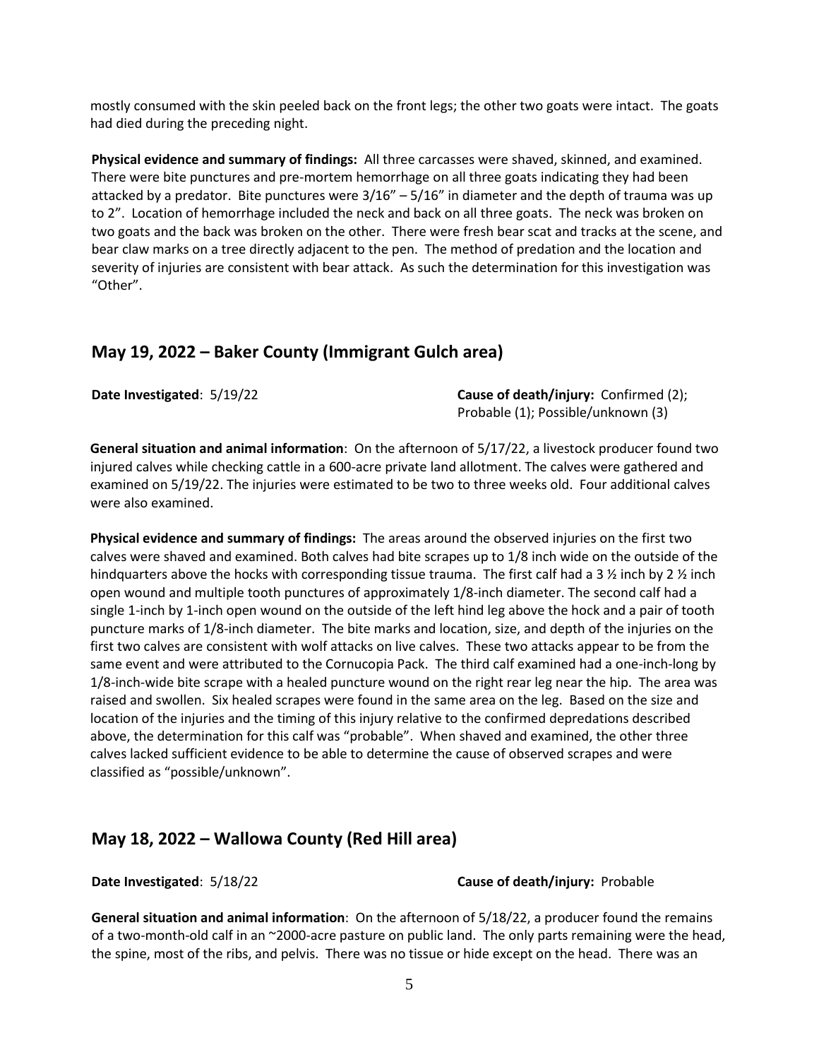mostly consumed with the skin peeled back on the front legs; the other two goats were intact. The goats had died during the preceding night.

**Physical evidence and summary of findings:** All three carcasses were shaved, skinned, and examined. There were bite punctures and pre-mortem hemorrhage on all three goats indicating they had been attacked by a predator. Bite punctures were 3/16" – 5/16" in diameter and the depth of trauma was up to 2". Location of hemorrhage included the neck and back on all three goats. The neck was broken on two goats and the back was broken on the other. There were fresh bear scat and tracks at the scene, and bear claw marks on a tree directly adjacent to the pen. The method of predation and the location and severity of injuries are consistent with bear attack. As such the determination for this investigation was "Other".

## May 19, 2022 – Baker County (Immigrant Gulch area)

**Date Investigated**: 5/19/22

**Cause of death/injury:** Confirmed (2); Probable (1); Possible/unknown (3)

**General situation and animal information**: On the afternoon of 5/17/22, a livestock producer found two injured calves while checking cattle in a 600-acre private land allotment. The calves were gathered and examined on 5/19/22. The injuries were estimated to be two to three weeks old. Four additional calves were also examined.

**Physical evidence and summary of findings:** The areas around the observed injuries on the first two calves were shaved and examined. Both calves had bite scrapes up to 1/8 inch wide on the outside of the hindquarters above the hocks with corresponding tissue trauma. The first calf had a 3 ½ inch by 2 ½ inch open wound and multiple tooth punctures of approximately 1/8-inch diameter. The second calf had a single 1-inch by 1-inch open wound on the outside of the left hind leg above the hock and a pair of tooth puncture marks of 1/8-inch diameter. The bite marks and location, size, and depth of the injuries on the first two calves are consistent with wolf attacks on live calves. These two attacks appear to be from the same event and were attributed to the Cornucopia Pack. The third calf examined had a one-inch-long by 1/8-inch-wide bite scrape with a healed puncture wound on the right rear leg near the hip. The area was raised and swollen. Six healed scrapes were found in the same area on the leg. Based on the size and location of the injuries and the timing of this injury relative to the confirmed depredations described above, the determination for this calf was "probable". When shaved and examined, the other three calves lacked sufficient evidence to be able to determine the cause of observed scrapes and were classified as "possible/unknown".

## May 18, 2022 – Wallowa County (Red Hill area)

**Date Investigated**: 5/18/22

**Cause of death/injury:** Probable

**General situation and animal information**: On the afternoon of 5/18/22, a producer found the remains of a two-month-old calf in an ~2000-acre pasture on public land. The only parts remaining were the head, the spine, most of the ribs, and pelvis. There was no tissue or hide except on the head. There was an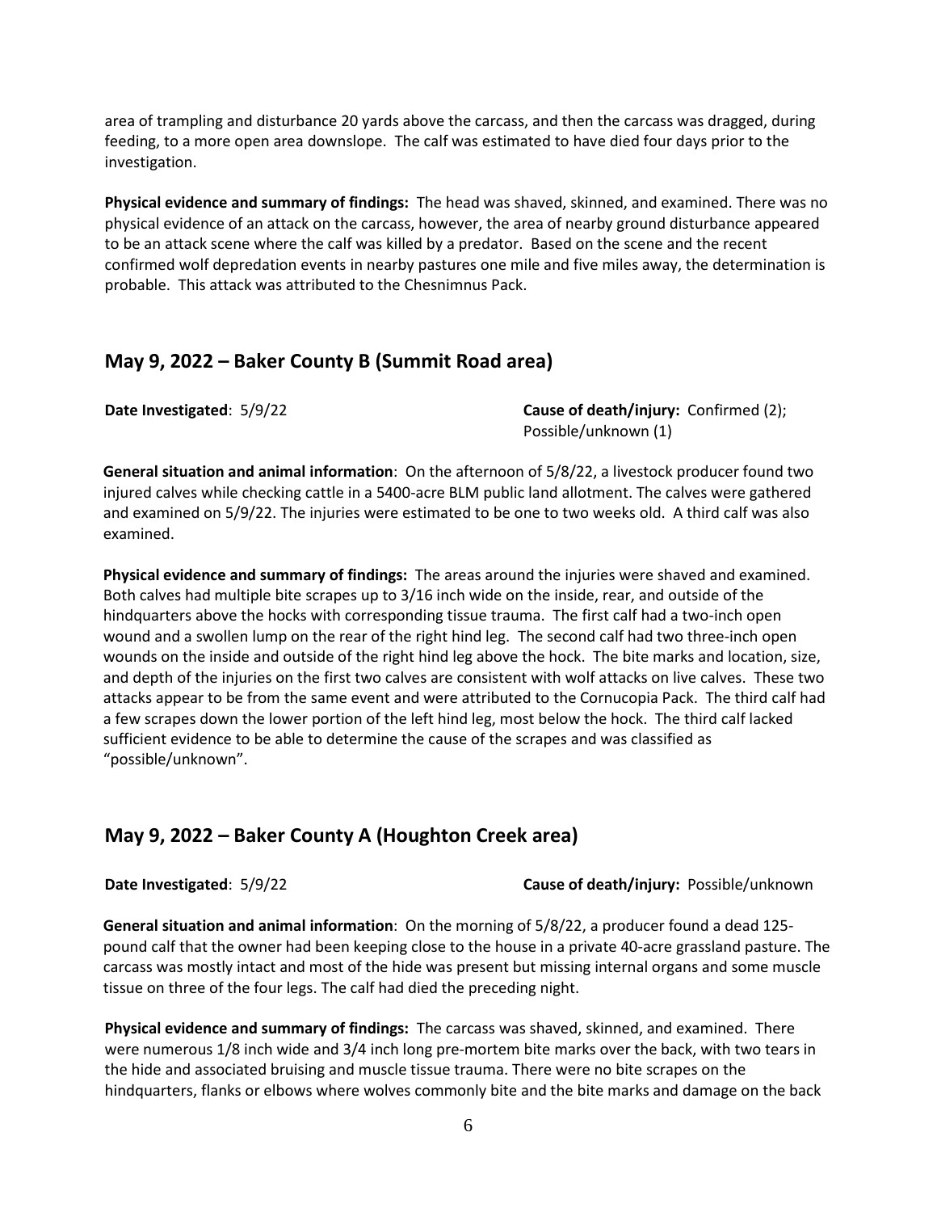area of trampling and disturbance 20 yards above the carcass, and then the carcass was dragged, during feeding, to a more open area downslope. The calf was estimated to have died four days prior to the investigation.

**Physical evidence and summary of findings:** The head was shaved, skinned, and examined. There was no physical evidence of an attack on the carcass, however, the area of nearby ground disturbance appeared to be an attack scene where the calf was killed by a predator. Based on the scene and the recent confirmed wolf depredation events in nearby pastures one mile and five miles away, the determination is probable. This attack was attributed to the Chesnimnus Pack.

## May 9, 2022 – Baker County B (Summit Road area)

**Date Investigated**: 5/9/22

**Cause of death/injury:** Confirmed (2); Possible/unknown (1)

**General situation and animal information**: On the afternoon of 5/8/22, a livestock producer found two injured calves while checking cattle in a 5400-acre BLM public land allotment. The calves were gathered and examined on 5/9/22. The injuries were estimated to be one to two weeks old. A third calf was also examined.

**Physical evidence and summary of findings:** The areas around the injuries were shaved and examined. Both calves had multiple bite scrapes up to 3/16 inch wide on the inside, rear, and outside of the hindquarters above the hocks with corresponding tissue trauma. The first calf had a two-inch open wound and a swollen lump on the rear of the right hind leg. The second calf had two three-inch open wounds on the inside and outside of the right hind leg above the hock. The bite marks and location, size, and depth of the injuries on the first two calves are consistent with wolf attacks on live calves. These two attacks appear to be from the same event and were attributed to the Cornucopia Pack. The third calf had a few scrapes down the lower portion of the left hind leg, most below the hock. The third calf lacked sufficient evidence to be able to determine the cause of the scrapes and was classified as "possible/unknown".

## May 9, 2022 – Baker County A (Houghton Creek area)

**Date Investigated**: 5/9/22

**Cause of death/injury:** Possible/unknown

**General situation and animal information**: On the morning of 5/8/22, a producer found a dead 125-pound calf that the owner had been keeping close to the house in a private 40-acre grassland pasture. The carcass was mostly intact and most of the hide was present but missing internal organs and some muscle tissue on three of the four legs. The calf had died the preceding night.

**Physical evidence and summary of findings:** The carcass was shaved, skinned, and examined. There were numerous 1/8 inch wide and 3/4 inch long pre-mortem bite marks over the back, with two tears in the hide and associated bruising and muscle tissue trauma. There were no bite scrapes on the hindquarters, flanks or elbows where wolves commonly bite and the bite marks and damage on the back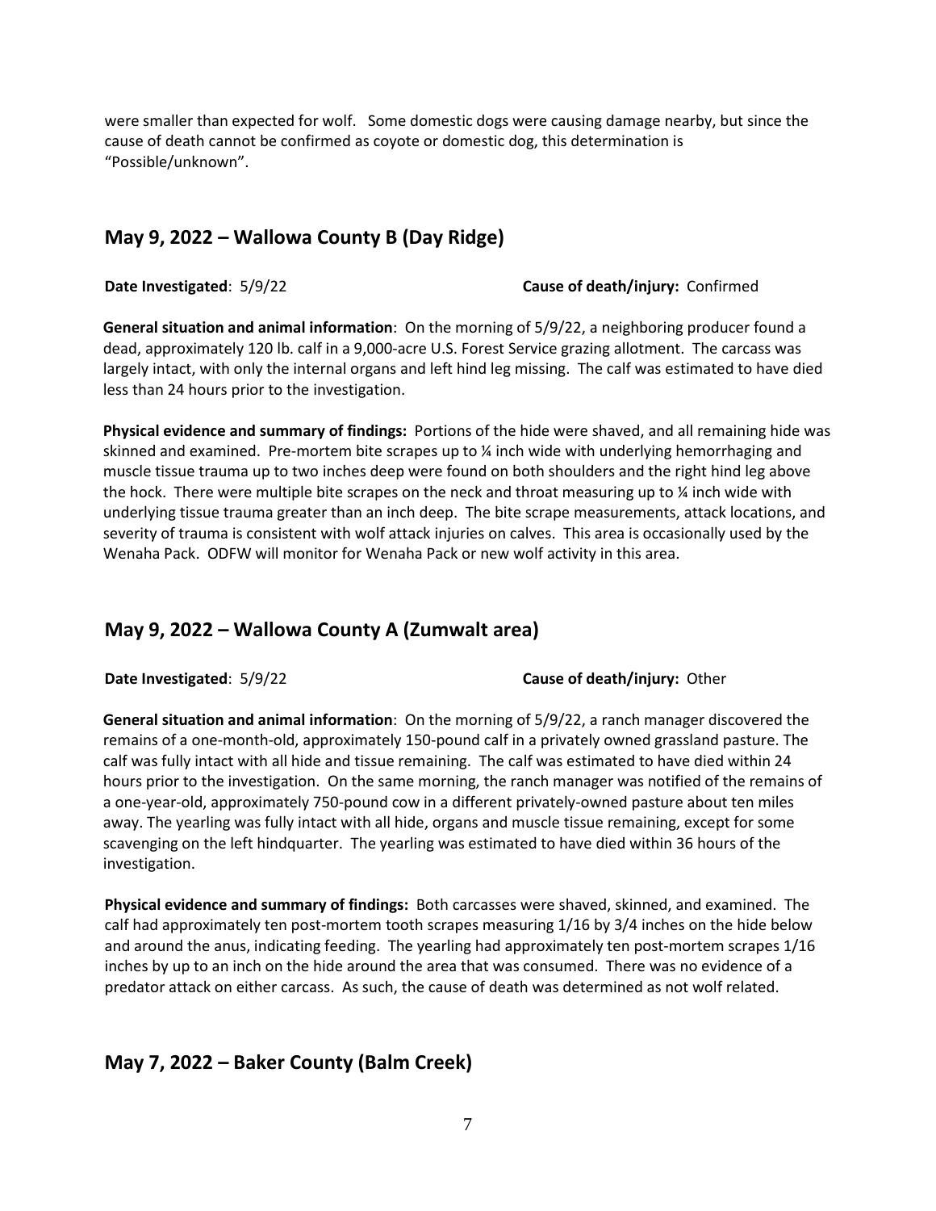were smaller than expected for wolf. Some domestic dogs were causing damage nearby, but since the cause of death cannot be confirmed as coyote or domestic dog, this determination is "Possible/unknown".

## May 9, 2022 – Wallowa County B (Day Ridge)

**Date Investigated**: 5/9/22 **Cause of death/injury:** Confirmed

**General situation and animal information**: On the morning of 5/9/22, a neighboring producer found a dead, approximately 120 lb. calf in a 9,000-acre U.S. Forest Service grazing allotment. The carcass was largely intact, with only the internal organs and left hind leg missing. The calf was estimated to have died less than 24 hours prior to the investigation.

**Physical evidence and summary of findings:** Portions of the hide were shaved, and all remaining hide was skinned and examined. Pre-mortem bite scrapes up to ¼ inch wide with underlying hemorrhaging and muscle tissue trauma up to two inches deep were found on both shoulders and the right hind leg above the hock. There were multiple bite scrapes on the neck and throat measuring up to ¼ inch wide with underlying tissue trauma greater than an inch deep. The bite scrape measurements, attack locations, and severity of trauma is consistent with wolf attack injuries on calves. This area is occasionally used by the Wenaha Pack. ODFW will monitor for Wenaha Pack or new wolf activity in this area.

## May 9, 2022 – Wallowa County A (Zumwalt area)

**Date Investigated**: 5/9/22 **Cause of death/injury:** Other

**General situation and animal information**: On the morning of 5/9/22, a ranch manager discovered the remains of a one-month-old, approximately 150-pound calf in a privately owned grassland pasture. The calf was fully intact with all hide and tissue remaining. The calf was estimated to have died within 24 hours prior to the investigation. On the same morning, the ranch manager was notified of the remains of a one-year-old, approximately 750-pound cow in a different privately-owned pasture about ten miles away. The yearling was fully intact with all hide, organs and muscle tissue remaining, except for some scavenging on the left hindquarter. The yearling was estimated to have died within 36 hours of the investigation.

**Physical evidence and summary of findings:** Both carcasses were shaved, skinned, and examined. The calf had approximately ten post-mortem tooth scrapes measuring 1/16 by 3/4 inches on the hide below and around the anus, indicating feeding. The yearling had approximately ten post-mortem scrapes 1/16 inches by up to an inch on the hide around the area that was consumed. There was no evidence of a predator attack on either carcass. As such, the cause of death was determined as not wolf related.

## May 7, 2022 – Baker County (Balm Creek)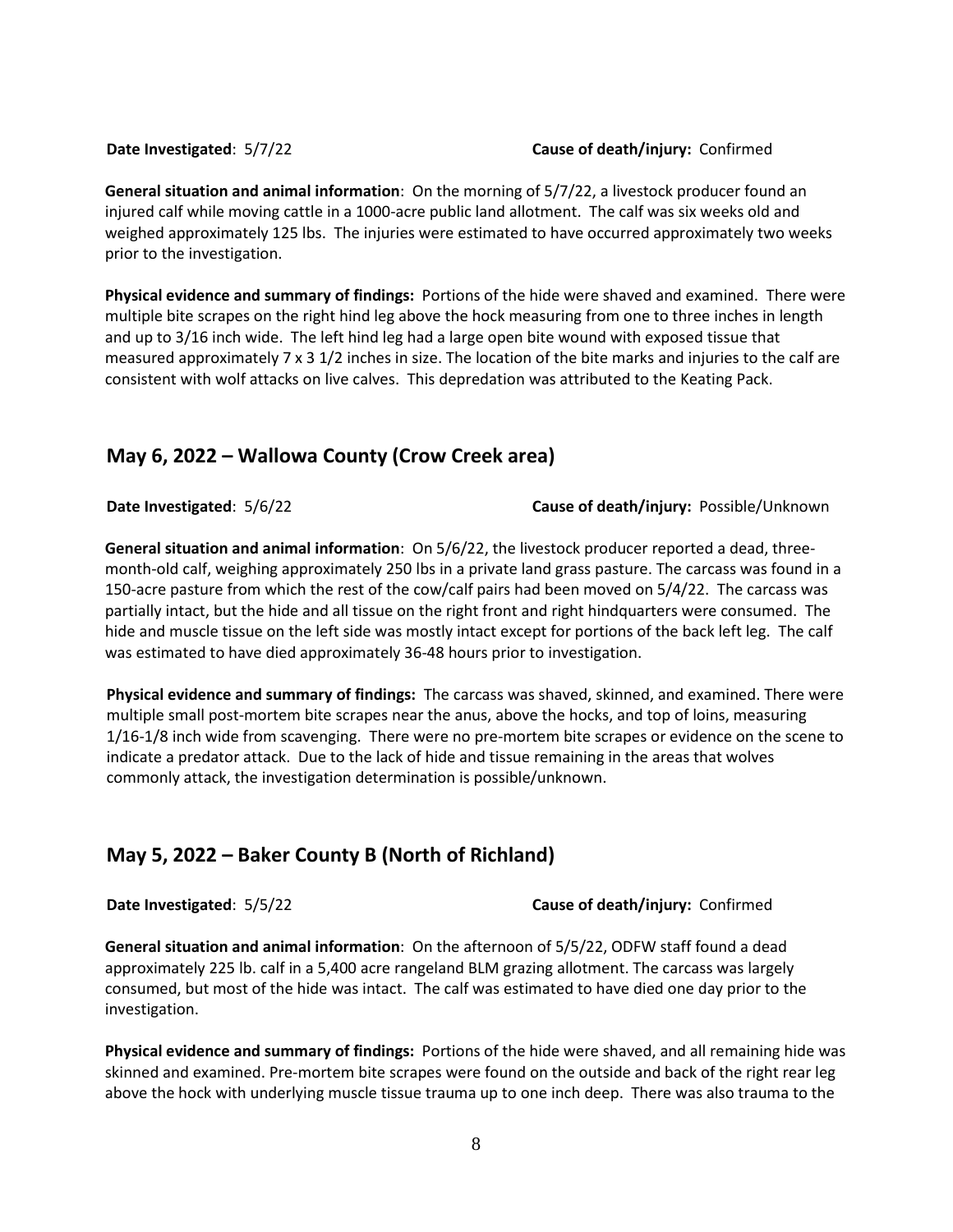**Date Investigated**: 5/7/22 **Cause of death/injury:** Confirmed

**General situation and animal information**: On the morning of 5/7/22, a livestock producer found an injured calf while moving cattle in a 1000-acre public land allotment. The calf was six weeks old and weighed approximately 125 lbs. The injuries were estimated to have occurred approximately two weeks prior to the investigation.

**Physical evidence and summary of findings:** Portions of the hide were shaved and examined. There were multiple bite scrapes on the right hind leg above the hock measuring from one to three inches in length and up to 3/16 inch wide. The left hind leg had a large open bite wound with exposed tissue that measured approximately 7 x 3 1/2 inches in size. The location of the bite marks and injuries to the calf are consistent with wolf attacks on live calves. This depredation was attributed to the Keating Pack.

## May 6, 2022 – Wallowa County (Crow Creek area)

**Date Investigated**: 5/6/22 **Cause of death/injury:** Possible/Unknown

**General situation and animal information**: On 5/6/22, the livestock producer reported a dead, three-month-old calf, weighing approximately 250 lbs in a private land grass pasture. The carcass was found in a 150-acre pasture from which the rest of the cow/calf pairs had been moved on 5/4/22. The carcass was partially intact, but the hide and all tissue on the right front and right hindquarters were consumed. The hide and muscle tissue on the left side was mostly intact except for portions of the back left leg. The calf was estimated to have died approximately 36-48 hours prior to investigation.

**Physical evidence and summary of findings:** The carcass was shaved, skinned, and examined. There were multiple small post-mortem bite scrapes near the anus, above the hocks, and top of loins, measuring 1/16-1/8 inch wide from scavenging. There were no pre-mortem bite scrapes or evidence on the scene to indicate a predator attack. Due to the lack of hide and tissue remaining in the areas that wolves commonly attack, the investigation determination is possible/unknown.

## May 5, 2022 – Baker County B (North of Richland)

**Date Investigated**: 5/5/22 **Cause of death/injury:** Confirmed

**General situation and animal information**: On the afternoon of 5/5/22, ODFW staff found a dead approximately 225 lb. calf in a 5,400 acre rangeland BLM grazing allotment. The carcass was largely consumed, but most of the hide was intact. The calf was estimated to have died one day prior to the investigation.

**Physical evidence and summary of findings:** Portions of the hide were shaved, and all remaining hide was skinned and examined. Pre-mortem bite scrapes were found on the outside and back of the right rear leg above the hock with underlying muscle tissue trauma up to one inch deep. There was also trauma to the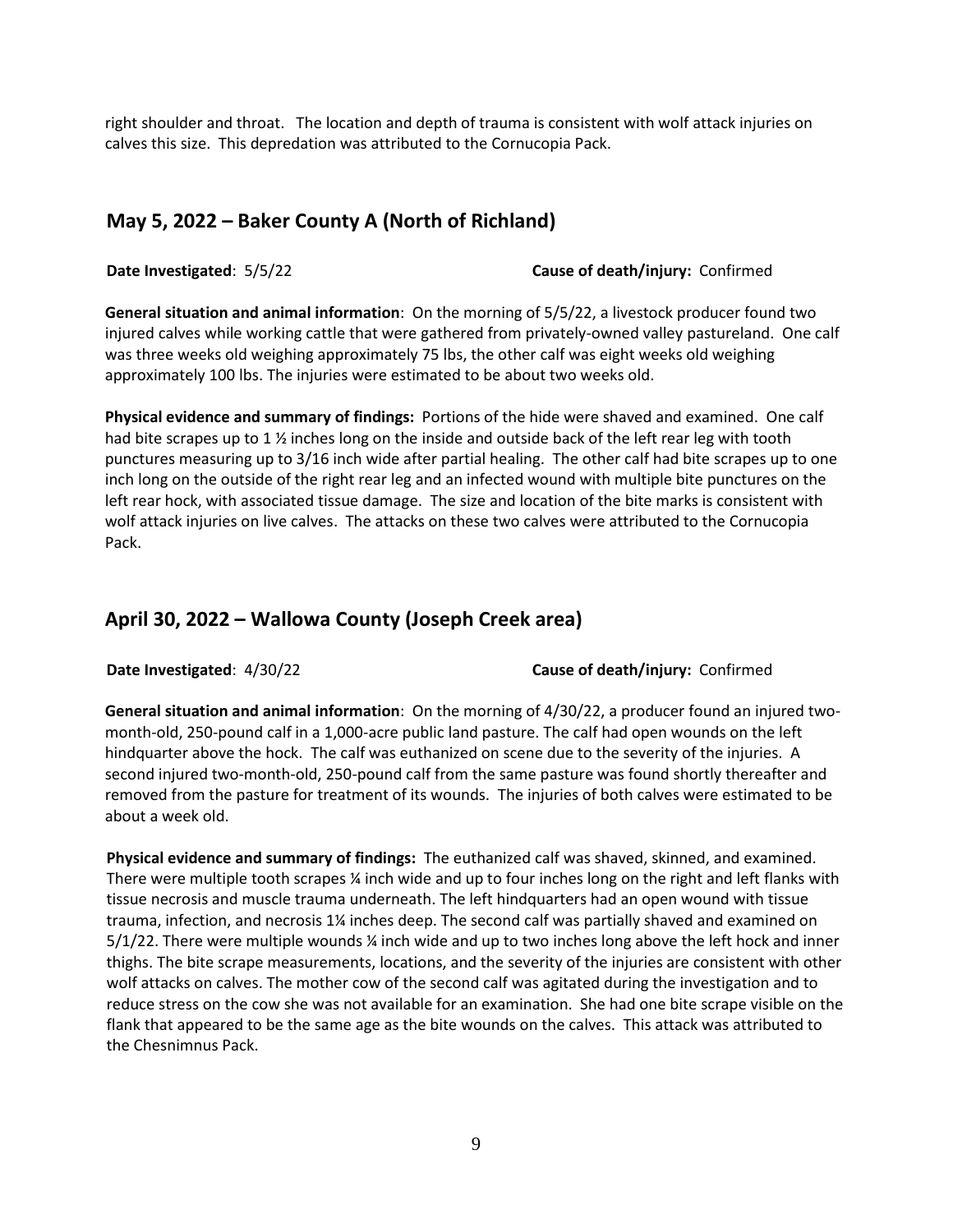right shoulder and throat. The location and depth of trauma is consistent with wolf attack injuries on calves this size. This depredation was attributed to the Cornucopia Pack.

## May 5, 2022 – Baker County A (North of Richland)

**Date Investigated**: 5/5/22 **Cause of death/injury:** Confirmed

**General situation and animal information**: On the morning of 5/5/22, a livestock producer found two injured calves while working cattle that were gathered from privately-owned valley pastureland. One calf was three weeks old weighing approximately 75 lbs, the other calf was eight weeks old weighing approximately 100 lbs. The injuries were estimated to be about two weeks old.

**Physical evidence and summary of findings:** Portions of the hide were shaved and examined. One calf had bite scrapes up to 1 ½ inches long on the inside and outside back of the left rear leg with tooth punctures measuring up to 3/16 inch wide after partial healing. The other calf had bite scrapes up to one inch long on the outside of the right rear leg and an infected wound with multiple bite punctures on the left rear hock, with associated tissue damage. The size and location of the bite marks is consistent with wolf attack injuries on live calves. The attacks on these two calves were attributed to the Cornucopia Pack.

## April 30, 2022 – Wallowa County (Joseph Creek area)

**Date Investigated**: 4/30/22 **Cause of death/injury:** Confirmed

**General situation and animal information**: On the morning of 4/30/22, a producer found an injured two-month-old, 250-pound calf in a 1,000-acre public land pasture. The calf had open wounds on the left hindquarter above the hock. The calf was euthanized on scene due to the severity of the injuries. A second injured two-month-old, 250-pound calf from the same pasture was found shortly thereafter and removed from the pasture for treatment of its wounds. The injuries of both calves were estimated to be about a week old.

**Physical evidence and summary of findings:** The euthanized calf was shaved, skinned, and examined. There were multiple tooth scrapes ¼ inch wide and up to four inches long on the right and left flanks with tissue necrosis and muscle trauma underneath. The left hindquarters had an open wound with tissue trauma, infection, and necrosis 1¼ inches deep. The second calf was partially shaved and examined on 5/1/22. There were multiple wounds ¼ inch wide and up to two inches long above the left hock and inner thighs. The bite scrape measurements, locations, and the severity of the injuries are consistent with other wolf attacks on calves. The mother cow of the second calf was agitated during the investigation and to reduce stress on the cow she was not available for an examination. She had one bite scrape visible on the flank that appeared to be the same age as the bite wounds on the calves. This attack was attributed to the Chesnimnus Pack.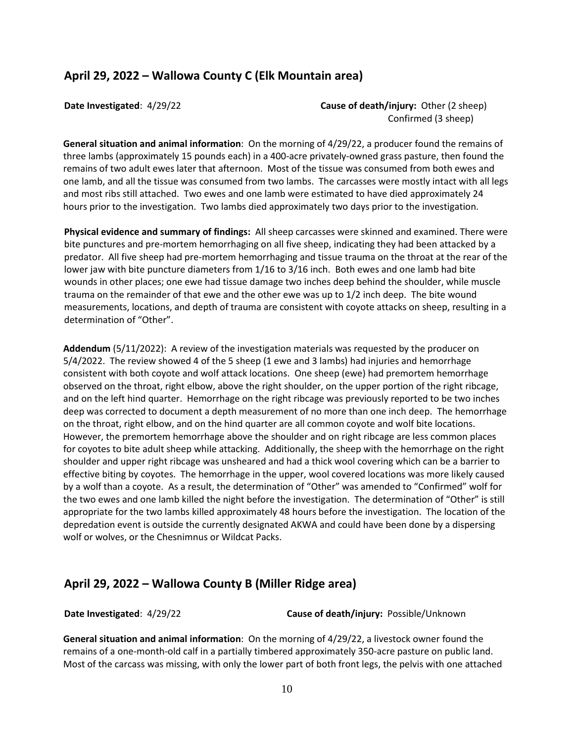## April 29, 2022 – Wallowa County C (Elk Mountain area)

**Date Investigated**: 4/29/22

**Cause of death/injury:** Other (2 sheep) Confirmed (3 sheep)

**General situation and animal information**: On the morning of 4/29/22, a producer found the remains of three lambs (approximately 15 pounds each) in a 400-acre privately-owned grass pasture, then found the remains of two adult ewes later that afternoon. Most of the tissue was consumed from both ewes and one lamb, and all the tissue was consumed from two lambs. The carcasses were mostly intact with all legs and most ribs still attached. Two ewes and one lamb were estimated to have died approximately 24 hours prior to the investigation. Two lambs died approximately two days prior to the investigation.

**Physical evidence and summary of findings:** All sheep carcasses were skinned and examined. There were bite punctures and pre-mortem hemorrhaging on all five sheep, indicating they had been attacked by a predator. All five sheep had pre-mortem hemorrhaging and tissue trauma on the throat at the rear of the lower jaw with bite puncture diameters from 1/16 to 3/16 inch. Both ewes and one lamb had bite wounds in other places; one ewe had tissue damage two inches deep behind the shoulder, while muscle trauma on the remainder of that ewe and the other ewe was up to 1/2 inch deep. The bite wound measurements, locations, and depth of trauma are consistent with coyote attacks on sheep, resulting in a determination of "Other".

**Addendum** (5/11/2022): A review of the investigation materials was requested by the producer on 5/4/2022. The review showed 4 of the 5 sheep (1 ewe and 3 lambs) had injuries and hemorrhage consistent with both coyote and wolf attack locations. One sheep (ewe) had premortem hemorrhage observed on the throat, right elbow, above the right shoulder, on the upper portion of the right ribcage, and on the left hind quarter. Hemorrhage on the right ribcage was previously reported to be two inches deep was corrected to document a depth measurement of no more than one inch deep. The hemorrhage on the throat, right elbow, and on the hind quarter are all common coyote and wolf bite locations. However, the premortem hemorrhage above the shoulder and on right ribcage are less common places for coyotes to bite adult sheep while attacking. Additionally, the sheep with the hemorrhage on the right shoulder and upper right ribcage was unsheared and had a thick wool covering which can be a barrier to effective biting by coyotes. The hemorrhage in the upper, wool covered locations was more likely caused by a wolf than a coyote. As a result, the determination of "Other" was amended to "Confirmed" wolf for the two ewes and one lamb killed the night before the investigation. The determination of "Other" is still appropriate for the two lambs killed approximately 48 hours before the investigation. The location of the depredation event is outside the currently designated AKWA and could have been done by a dispersing wolf or wolves, or the Chesnimnus or Wildcat Packs.

## April 29, 2022 – Wallowa County B (Miller Ridge area)

**Date Investigated**: 4/29/22

**Cause of death/injury:** Possible/Unknown

**General situation and animal information**: On the morning of 4/29/22, a livestock owner found the remains of a one-month-old calf in a partially timbered approximately 350-acre pasture on public land. Most of the carcass was missing, with only the lower part of both front legs, the pelvis with one attached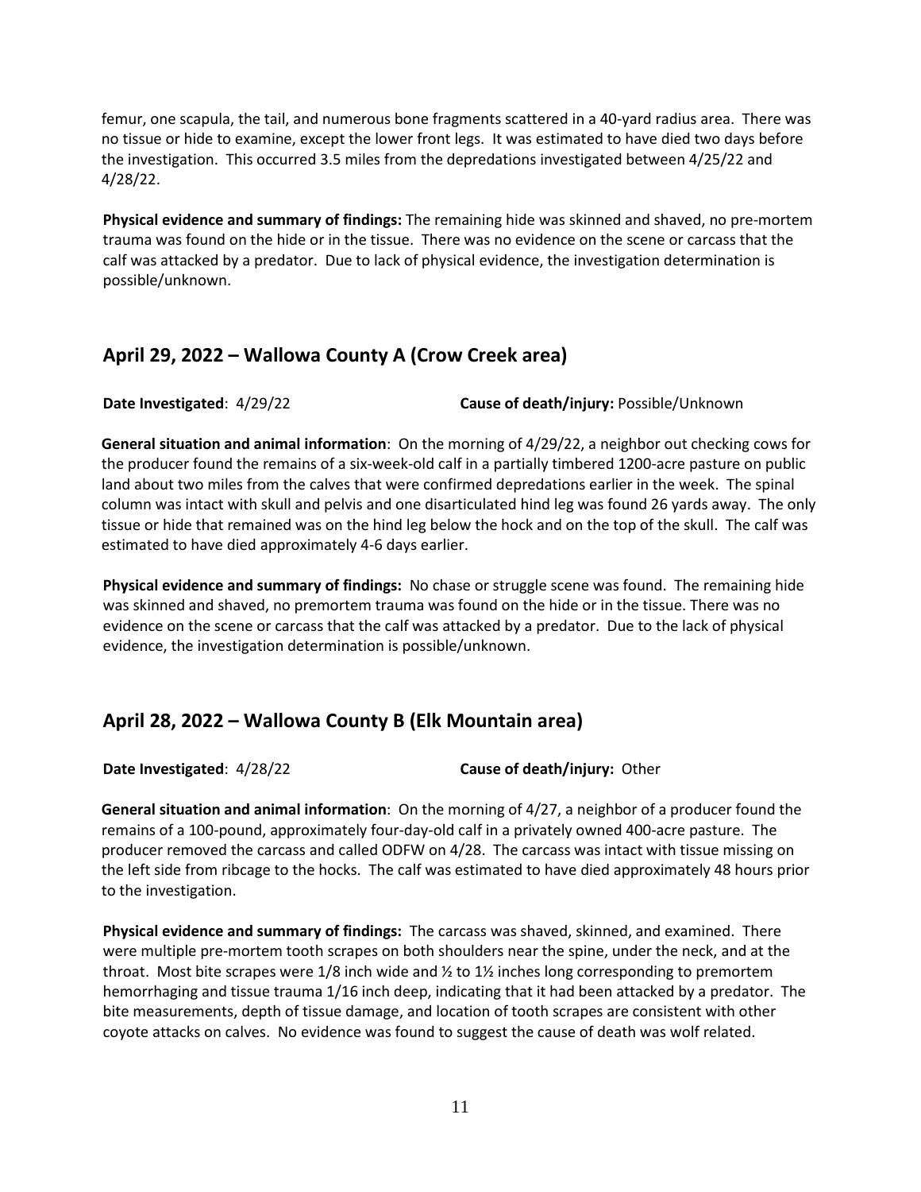femur, one scapula, the tail, and numerous bone fragments scattered in a 40-yard radius area. There was no tissue or hide to examine, except the lower front legs. It was estimated to have died two days before the investigation. This occurred 3.5 miles from the depredations investigated between 4/25/22 and 4/28/22.

**Physical evidence and summary of findings:** The remaining hide was skinned and shaved, no pre-mortem trauma was found on the hide or in the tissue. There was no evidence on the scene or carcass that the calf was attacked by a predator. Due to lack of physical evidence, the investigation determination is possible/unknown.

## April 29, 2022 – Wallowa County A (Crow Creek area)

**Date Investigated**: 4/29/22 **Cause of death/injury:** Possible/Unknown

**General situation and animal information**: On the morning of 4/29/22, a neighbor out checking cows for the producer found the remains of a six-week-old calf in a partially timbered 1200-acre pasture on public land about two miles from the calves that were confirmed depredations earlier in the week. The spinal column was intact with skull and pelvis and one disarticulated hind leg was found 26 yards away. The only tissue or hide that remained was on the hind leg below the hock and on the top of the skull. The calf was estimated to have died approximately 4-6 days earlier.

**Physical evidence and summary of findings:** No chase or struggle scene was found. The remaining hide was skinned and shaved, no premortem trauma was found on the hide or in the tissue. There was no evidence on the scene or carcass that the calf was attacked by a predator. Due to the lack of physical evidence, the investigation determination is possible/unknown.

## April 28, 2022 – Wallowa County B (Elk Mountain area)

**Date Investigated**: 4/28/22 **Cause of death/injury:** Other

**General situation and animal information**: On the morning of 4/27, a neighbor of a producer found the remains of a 100-pound, approximately four-day-old calf in a privately owned 400-acre pasture. The producer removed the carcass and called ODFW on 4/28. The carcass was intact with tissue missing on the left side from ribcage to the hocks. The calf was estimated to have died approximately 48 hours prior to the investigation.

**Physical evidence and summary of findings:** The carcass was shaved, skinned, and examined. There were multiple pre-mortem tooth scrapes on both shoulders near the spine, under the neck, and at the throat. Most bite scrapes were 1/8 inch wide and ½ to 1½ inches long corresponding to premortem hemorrhaging and tissue trauma 1/16 inch deep, indicating that it had been attacked by a predator. The bite measurements, depth of tissue damage, and location of tooth scrapes are consistent with other coyote attacks on calves. No evidence was found to suggest the cause of death was wolf related.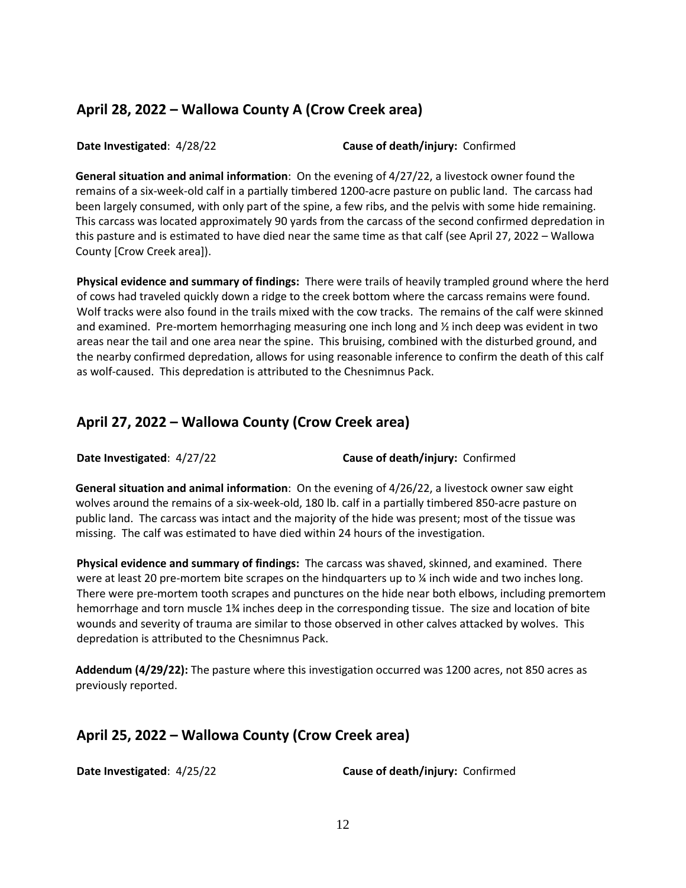## April 28, 2022 – Wallowa County A (Crow Creek area)

**Date Investigated**: 4/28/22 **Cause of death/injury:** Confirmed

**General situation and animal information**: On the evening of 4/27/22, a livestock owner found the remains of a six-week-old calf in a partially timbered 1200-acre pasture on public land. The carcass had been largely consumed, with only part of the spine, a few ribs, and the pelvis with some hide remaining. This carcass was located approximately 90 yards from the carcass of the second confirmed depredation in this pasture and is estimated to have died near the same time as that calf (see April 27, 2022 – Wallowa County [Crow Creek area]).

**Physical evidence and summary of findings:** There were trails of heavily trampled ground where the herd of cows had traveled quickly down a ridge to the creek bottom where the carcass remains were found. Wolf tracks were also found in the trails mixed with the cow tracks. The remains of the calf were skinned and examined. Pre-mortem hemorrhaging measuring one inch long and ½ inch deep was evident in two areas near the tail and one area near the spine. This bruising, combined with the disturbed ground, and the nearby confirmed depredation, allows for using reasonable inference to confirm the death of this calf as wolf-caused. This depredation is attributed to the Chesnimnus Pack.

## April 27, 2022 – Wallowa County (Crow Creek area)

**Date Investigated**: 4/27/22 **Cause of death/injury:** Confirmed

**General situation and animal information**: On the evening of 4/26/22, a livestock owner saw eight wolves around the remains of a six-week-old, 180 lb. calf in a partially timbered 850-acre pasture on public land. The carcass was intact and the majority of the hide was present; most of the tissue was missing. The calf was estimated to have died within 24 hours of the investigation.

**Physical evidence and summary of findings:** The carcass was shaved, skinned, and examined. There were at least 20 pre-mortem bite scrapes on the hindquarters up to ¼ inch wide and two inches long. There were pre-mortem tooth scrapes and punctures on the hide near both elbows, including premortem hemorrhage and torn muscle 1¾ inches deep in the corresponding tissue. The size and location of bite wounds and severity of trauma are similar to those observed in other calves attacked by wolves. This depredation is attributed to the Chesnimnus Pack.

**Addendum (4/29/22):** The pasture where this investigation occurred was 1200 acres, not 850 acres as previously reported.

## April 25, 2022 – Wallowa County (Crow Creek area)

**Date Investigated**: 4/25/22 **Cause of death/injury:** Confirmed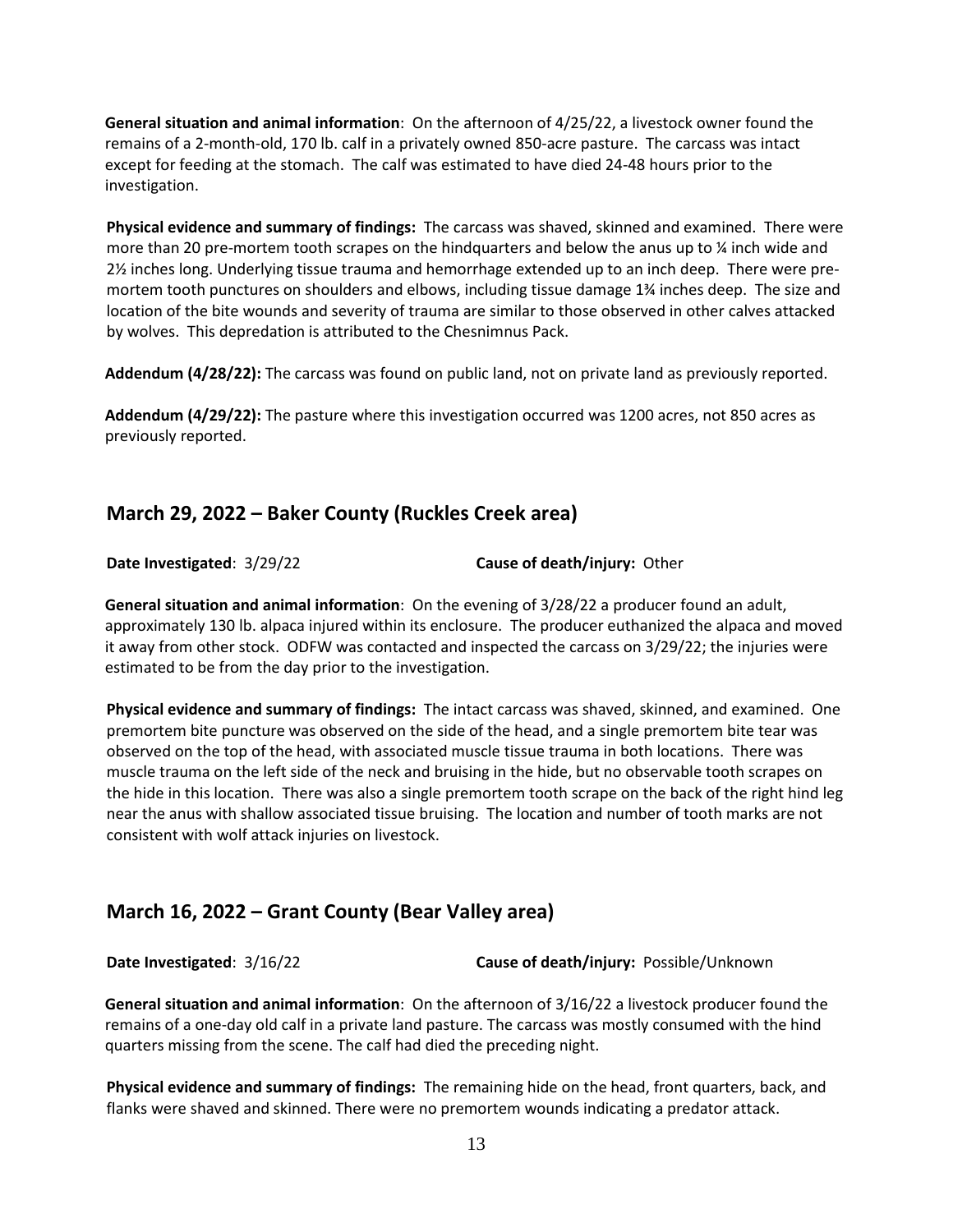**General situation and animal information**: On the afternoon of 4/25/22, a livestock owner found the remains of a 2-month-old, 170 lb. calf in a privately owned 850-acre pasture. The carcass was intact except for feeding at the stomach. The calf was estimated to have died 24-48 hours prior to the investigation.

**Physical evidence and summary of findings:** The carcass was shaved, skinned and examined. There were more than 20 pre-mortem tooth scrapes on the hindquarters and below the anus up to ¼ inch wide and 2½ inches long. Underlying tissue trauma and hemorrhage extended up to an inch deep. There were pre-mortem tooth punctures on shoulders and elbows, including tissue damage 1¾ inches deep. The size and location of the bite wounds and severity of trauma are similar to those observed in other calves attacked by wolves. This depredation is attributed to the Chesnimnus Pack.

**Addendum (4/28/22):** The carcass was found on public land, not on private land as previously reported.

**Addendum (4/29/22):** The pasture where this investigation occurred was 1200 acres, not 850 acres as previously reported.

## March 29, 2022 – Baker County (Ruckles Creek area)

**Date Investigated**: 3/29/22 **Cause of death/injury:** Other

**General situation and animal information**: On the evening of 3/28/22 a producer found an adult, approximately 130 lb. alpaca injured within its enclosure. The producer euthanized the alpaca and moved it away from other stock. ODFW was contacted and inspected the carcass on 3/29/22; the injuries were estimated to be from the day prior to the investigation.

**Physical evidence and summary of findings:** The intact carcass was shaved, skinned, and examined. One premortem bite puncture was observed on the side of the head, and a single premortem bite tear was observed on the top of the head, with associated muscle tissue trauma in both locations. There was muscle trauma on the left side of the neck and bruising in the hide, but no observable tooth scrapes on the hide in this location. There was also a single premortem tooth scrape on the back of the right hind leg near the anus with shallow associated tissue bruising. The location and number of tooth marks are not consistent with wolf attack injuries on livestock.

## March 16, 2022 – Grant County (Bear Valley area)

**Date Investigated**: 3/16/22 **Cause of death/injury:** Possible/Unknown

**General situation and animal information**: On the afternoon of 3/16/22 a livestock producer found the remains of a one-day old calf in a private land pasture. The carcass was mostly consumed with the hind quarters missing from the scene. The calf had died the preceding night.

**Physical evidence and summary of findings:** The remaining hide on the head, front quarters, back, and flanks were shaved and skinned. There were no premortem wounds indicating a predator attack.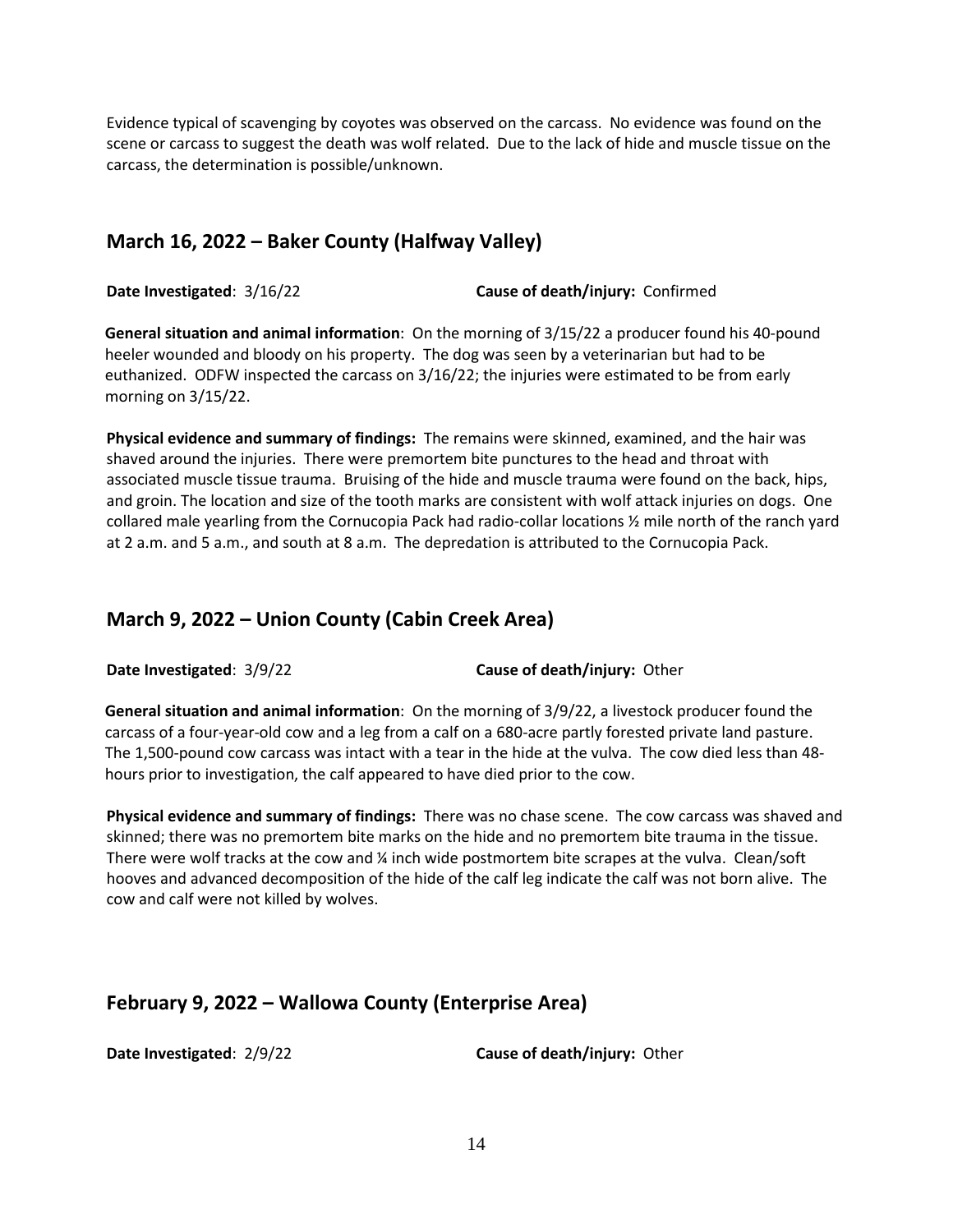Evidence typical of scavenging by coyotes was observed on the carcass. No evidence was found on the scene or carcass to suggest the death was wolf related. Due to the lack of hide and muscle tissue on the carcass, the determination is possible/unknown.

## March 16, 2022 – Baker County (Halfway Valley)

**Date Investigated**: 3/16/22 **Cause of death/injury:** Confirmed

**General situation and animal information**: On the morning of 3/15/22 a producer found his 40-pound heeler wounded and bloody on his property. The dog was seen by a veterinarian but had to be euthanized. ODFW inspected the carcass on 3/16/22; the injuries were estimated to be from early morning on 3/15/22.

**Physical evidence and summary of findings:** The remains were skinned, examined, and the hair was shaved around the injuries. There were premortem bite punctures to the head and throat with associated muscle tissue trauma. Bruising of the hide and muscle trauma were found on the back, hips, and groin. The location and size of the tooth marks are consistent with wolf attack injuries on dogs. One collared male yearling from the Cornucopia Pack had radio-collar locations ½ mile north of the ranch yard at 2 a.m. and 5 a.m., and south at 8 a.m. The depredation is attributed to the Cornucopia Pack.

## March 9, 2022 – Union County (Cabin Creek Area)

**Date Investigated**: 3/9/22 **Cause of death/injury:** Other

**General situation and animal information**: On the morning of 3/9/22, a livestock producer found the carcass of a four-year-old cow and a leg from a calf on a 680-acre partly forested private land pasture. The 1,500-pound cow carcass was intact with a tear in the hide at the vulva. The cow died less than 48-hours prior to investigation, the calf appeared to have died prior to the cow.

**Physical evidence and summary of findings:** There was no chase scene. The cow carcass was shaved and skinned; there was no premortem bite marks on the hide and no premortem bite trauma in the tissue. There were wolf tracks at the cow and ¼ inch wide postmortem bite scrapes at the vulva. Clean/soft hooves and advanced decomposition of the hide of the calf leg indicate the calf was not born alive. The cow and calf were not killed by wolves.

## February 9, 2022 – Wallowa County (Enterprise Area)

**Date Investigated**: 2/9/22 **Cause of death/injury:** Other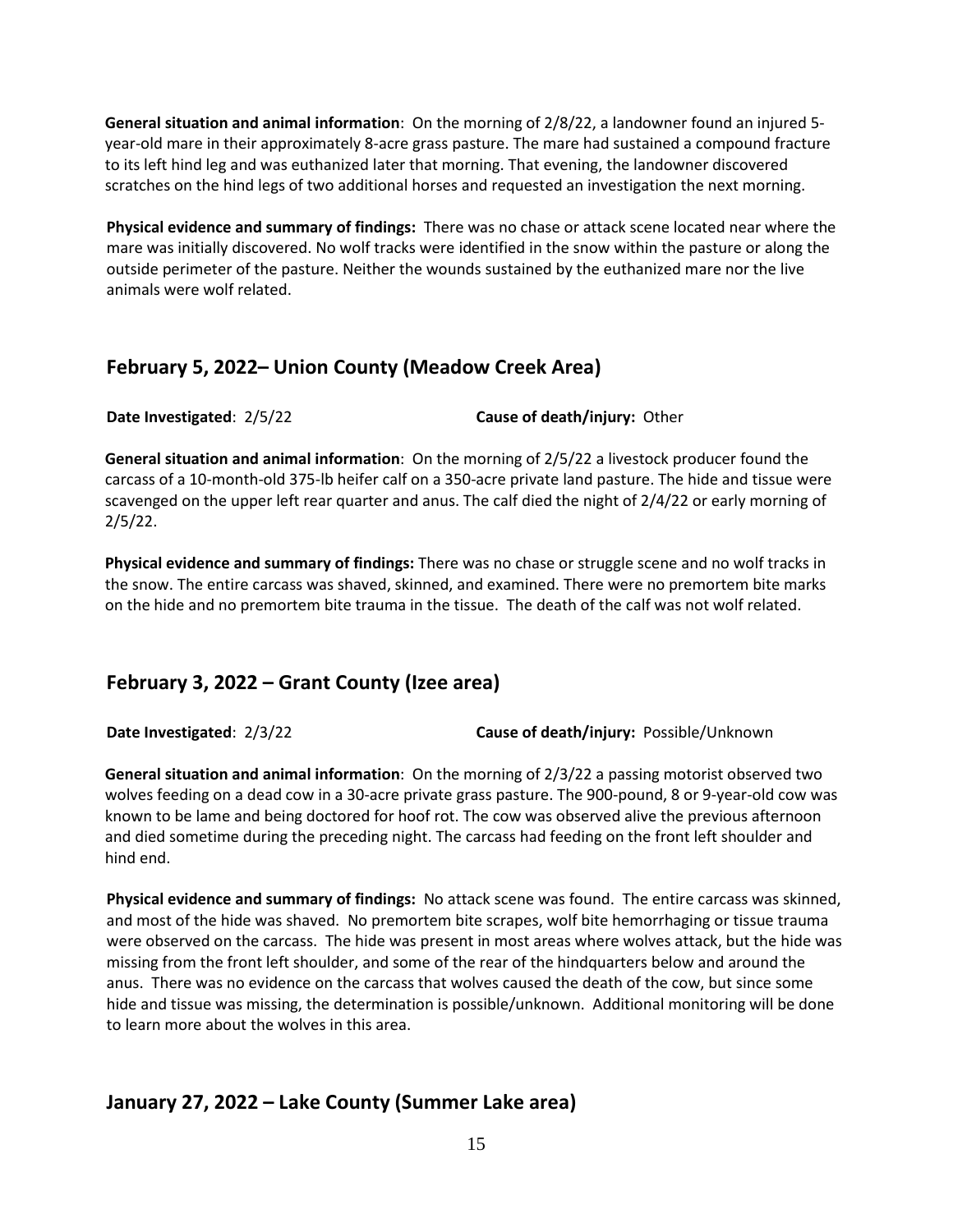**General situation and animal information**: On the morning of 2/8/22, a landowner found an injured 5-year-old mare in their approximately 8-acre grass pasture. The mare had sustained a compound fracture to its left hind leg and was euthanized later that morning. That evening, the landowner discovered scratches on the hind legs of two additional horses and requested an investigation the next morning.

**Physical evidence and summary of findings:** There was no chase or attack scene located near where the mare was initially discovered. No wolf tracks were identified in the snow within the pasture or along the outside perimeter of the pasture. Neither the wounds sustained by the euthanized mare nor the live animals were wolf related.

## February 5, 2022– Union County (Meadow Creek Area)

**Date Investigated**: 2/5/22 **Cause of death/injury:** Other

**General situation and animal information**: On the morning of 2/5/22 a livestock producer found the carcass of a 10-month-old 375-lb heifer calf on a 350-acre private land pasture. The hide and tissue were scavenged on the upper left rear quarter and anus. The calf died the night of 2/4/22 or early morning of 2/5/22.

**Physical evidence and summary of findings:** There was no chase or struggle scene and no wolf tracks in the snow. The entire carcass was shaved, skinned, and examined. There were no premortem bite marks on the hide and no premortem bite trauma in the tissue. The death of the calf was not wolf related.

## February 3, 2022 – Grant County (Izee area)

**Date Investigated**: 2/3/22 **Cause of death/injury:** Possible/Unknown

**General situation and animal information**: On the morning of 2/3/22 a passing motorist observed two wolves feeding on a dead cow in a 30-acre private grass pasture. The 900-pound, 8 or 9-year-old cow was known to be lame and being doctored for hoof rot. The cow was observed alive the previous afternoon and died sometime during the preceding night. The carcass had feeding on the front left shoulder and hind end.

**Physical evidence and summary of findings:** No attack scene was found. The entire carcass was skinned, and most of the hide was shaved. No premortem bite scrapes, wolf bite hemorrhaging or tissue trauma were observed on the carcass. The hide was present in most areas where wolves attack, but the hide was missing from the front left shoulder, and some of the rear of the hindquarters below and around the anus. There was no evidence on the carcass that wolves caused the death of the cow, but since some hide and tissue was missing, the determination is possible/unknown. Additional monitoring will be done to learn more about the wolves in this area.

## January 27, 2022 – Lake County (Summer Lake area)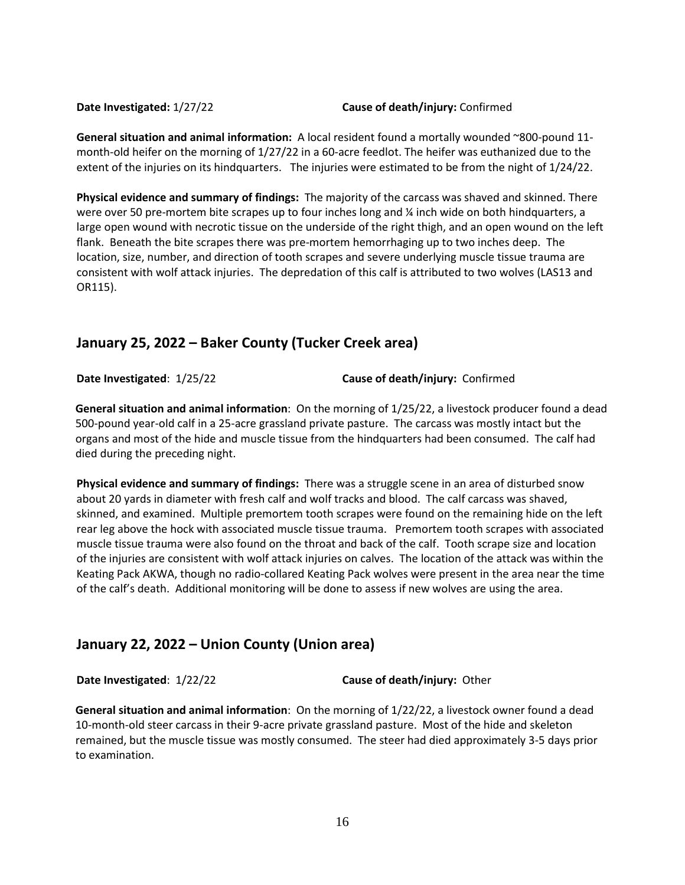**Date Investigated:** 1/27/22 **Cause of death/injury:** Confirmed

**General situation and animal information:** A local resident found a mortally wounded ~800-pound 11-month-old heifer on the morning of 1/27/22 in a 60-acre feedlot. The heifer was euthanized due to the extent of the injuries on its hindquarters. The injuries were estimated to be from the night of 1/24/22.

**Physical evidence and summary of findings:** The majority of the carcass was shaved and skinned. There were over 50 pre-mortem bite scrapes up to four inches long and ¼ inch wide on both hindquarters, a large open wound with necrotic tissue on the underside of the right thigh, and an open wound on the left flank. Beneath the bite scrapes there was pre-mortem hemorrhaging up to two inches deep. The location, size, number, and direction of tooth scrapes and severe underlying muscle tissue trauma are consistent with wolf attack injuries. The depredation of this calf is attributed to two wolves (LAS13 and OR115).

## January 25, 2022 – Baker County (Tucker Creek area)

**Date Investigated**: 1/25/22 **Cause of death/injury:** Confirmed

**General situation and animal information**: On the morning of 1/25/22, a livestock producer found a dead 500-pound year-old calf in a 25-acre grassland private pasture. The carcass was mostly intact but the organs and most of the hide and muscle tissue from the hindquarters had been consumed. The calf had died during the preceding night.

**Physical evidence and summary of findings:** There was a struggle scene in an area of disturbed snow about 20 yards in diameter with fresh calf and wolf tracks and blood. The calf carcass was shaved, skinned, and examined. Multiple premortem tooth scrapes were found on the remaining hide on the left rear leg above the hock with associated muscle tissue trauma. Premortem tooth scrapes with associated muscle tissue trauma were also found on the throat and back of the calf. Tooth scrape size and location of the injuries are consistent with wolf attack injuries on calves. The location of the attack was within the Keating Pack AKWA, though no radio-collared Keating Pack wolves were present in the area near the time of the calf's death. Additional monitoring will be done to assess if new wolves are using the area.

## January 22, 2022 – Union County (Union area)

**Date Investigated**: 1/22/22 **Cause of death/injury:** Other

**General situation and animal information**: On the morning of 1/22/22, a livestock owner found a dead 10-month-old steer carcass in their 9-acre private grassland pasture. Most of the hide and skeleton remained, but the muscle tissue was mostly consumed. The steer had died approximately 3-5 days prior to examination.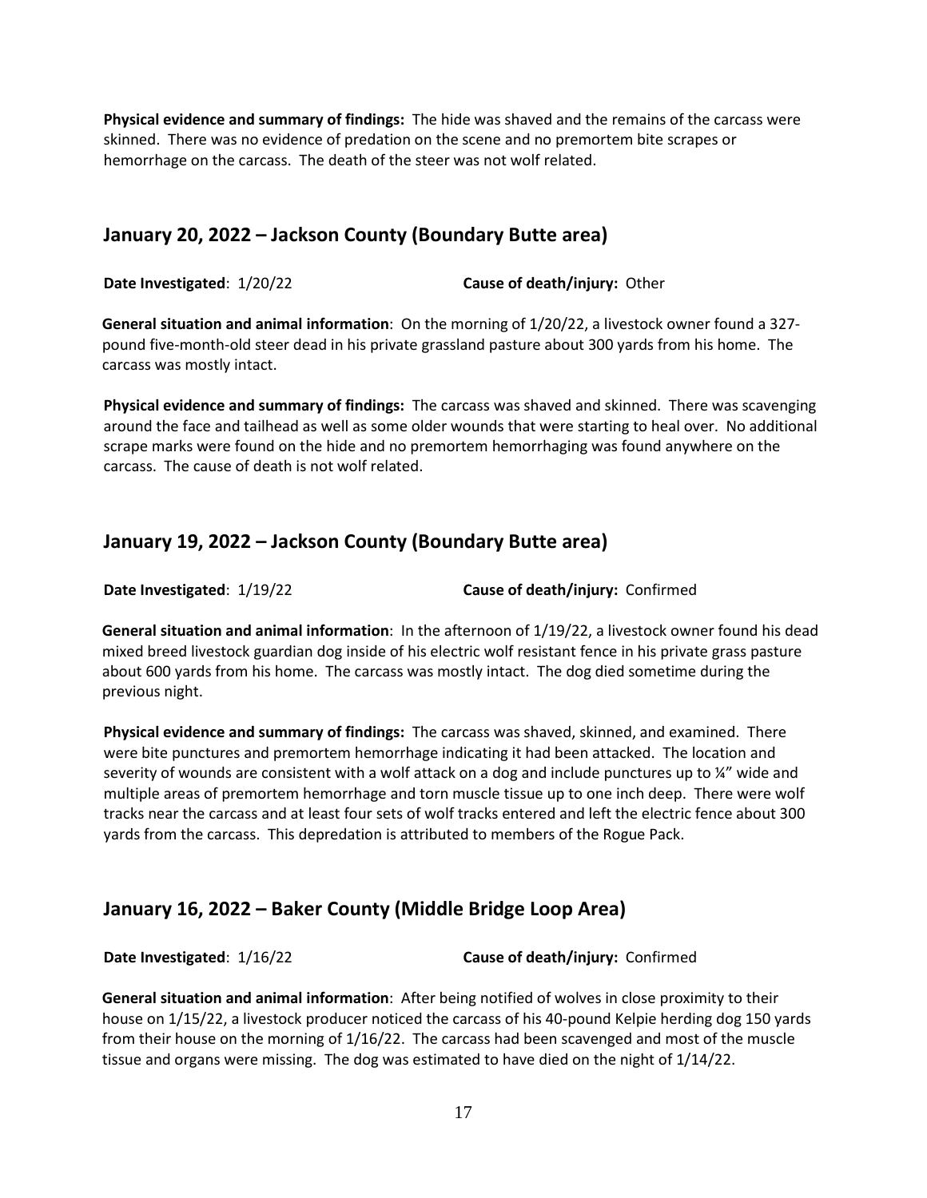**Physical evidence and summary of findings:** The hide was shaved and the remains of the carcass were skinned. There was no evidence of predation on the scene and no premortem bite scrapes or hemorrhage on the carcass. The death of the steer was not wolf related.

## January 20, 2022 – Jackson County (Boundary Butte area)

**Date Investigated**: 1/20/22 **Cause of death/injury:** Other

**General situation and animal information**: On the morning of 1/20/22, a livestock owner found a 327-pound five-month-old steer dead in his private grassland pasture about 300 yards from his home. The carcass was mostly intact.

**Physical evidence and summary of findings:** The carcass was shaved and skinned. There was scavenging around the face and tailhead as well as some older wounds that were starting to heal over. No additional scrape marks were found on the hide and no premortem hemorrhaging was found anywhere on the carcass. The cause of death is not wolf related.

## January 19, 2022 – Jackson County (Boundary Butte area)

**Date Investigated**: 1/19/22 **Cause of death/injury:** Confirmed

**General situation and animal information**: In the afternoon of 1/19/22, a livestock owner found his dead mixed breed livestock guardian dog inside of his electric wolf resistant fence in his private grass pasture about 600 yards from his home. The carcass was mostly intact. The dog died sometime during the previous night.

**Physical evidence and summary of findings:** The carcass was shaved, skinned, and examined. There were bite punctures and premortem hemorrhage indicating it had been attacked. The location and severity of wounds are consistent with a wolf attack on a dog and include punctures up to ¼" wide and multiple areas of premortem hemorrhage and torn muscle tissue up to one inch deep. There were wolf tracks near the carcass and at least four sets of wolf tracks entered and left the electric fence about 300 yards from the carcass. This depredation is attributed to members of the Rogue Pack.

## January 16, 2022 – Baker County (Middle Bridge Loop Area)

**Date Investigated**: 1/16/22 **Cause of death/injury:** Confirmed

**General situation and animal information**: After being notified of wolves in close proximity to their house on 1/15/22, a livestock producer noticed the carcass of his 40-pound Kelpie herding dog 150 yards from their house on the morning of 1/16/22. The carcass had been scavenged and most of the muscle tissue and organs were missing. The dog was estimated to have died on the night of 1/14/22.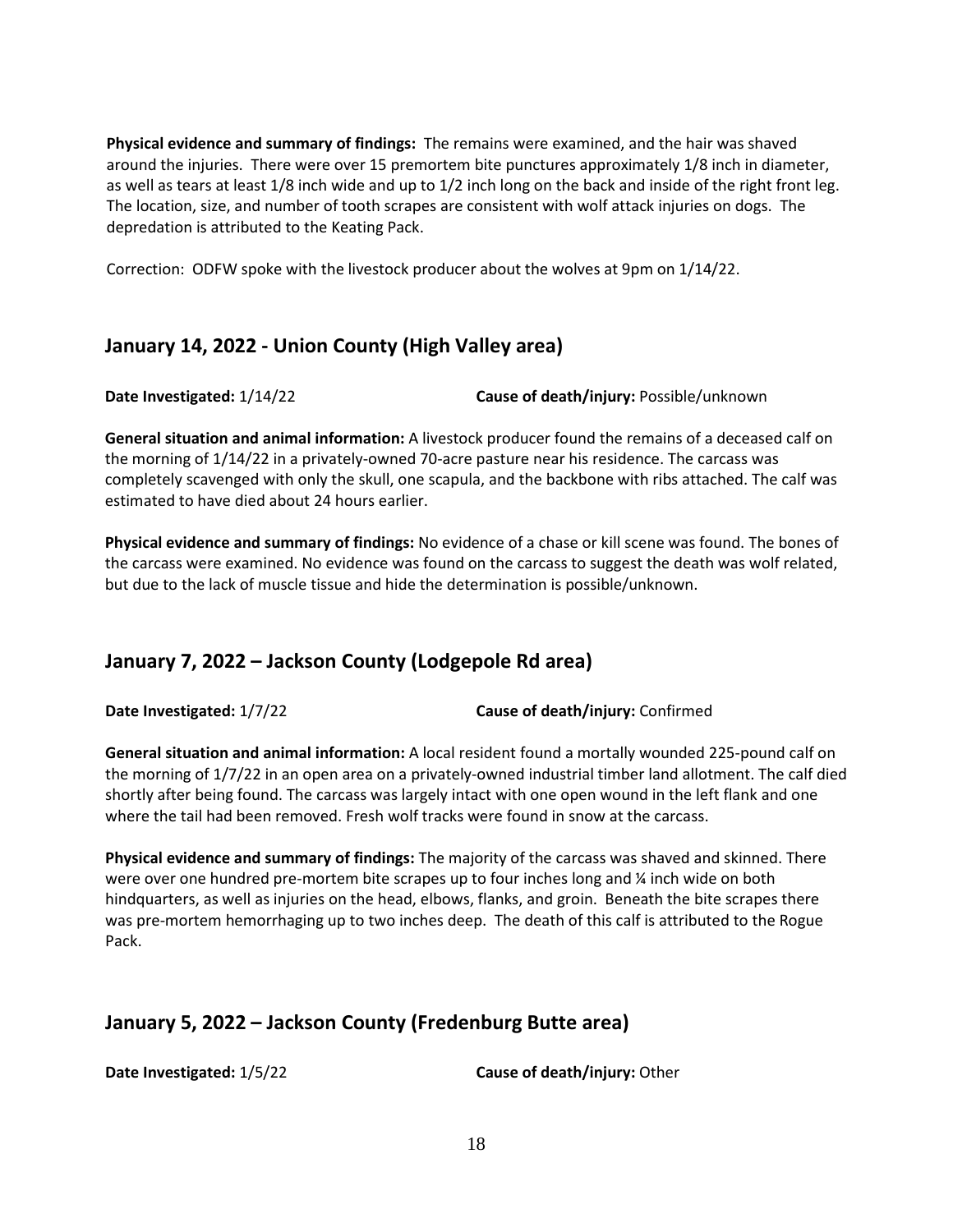**Physical evidence and summary of findings:** The remains were examined, and the hair was shaved around the injuries. There were over 15 premortem bite punctures approximately 1/8 inch in diameter, as well as tears at least 1/8 inch wide and up to 1/2 inch long on the back and inside of the right front leg. The location, size, and number of tooth scrapes are consistent with wolf attack injuries on dogs. The depredation is attributed to the Keating Pack.

Correction: ODFW spoke with the livestock producer about the wolves at 9pm on 1/14/22.

## January 14, 2022 - Union County (High Valley area)

**Date Investigated:** 1/14/22 **Cause of death/injury:** Possible/unknown

**General situation and animal information:** A livestock producer found the remains of a deceased calf on the morning of 1/14/22 in a privately-owned 70-acre pasture near his residence. The carcass was completely scavenged with only the skull, one scapula, and the backbone with ribs attached. The calf was estimated to have died about 24 hours earlier.

**Physical evidence and summary of findings:** No evidence of a chase or kill scene was found. The bones of the carcass were examined. No evidence was found on the carcass to suggest the death was wolf related, but due to the lack of muscle tissue and hide the determination is possible/unknown.

## January 7, 2022 – Jackson County (Lodgepole Rd area)

**Date Investigated:** 1/7/22 **Cause of death/injury:** Confirmed

**General situation and animal information:** A local resident found a mortally wounded 225-pound calf on the morning of 1/7/22 in an open area on a privately-owned industrial timber land allotment. The calf died shortly after being found. The carcass was largely intact with one open wound in the left flank and one where the tail had been removed. Fresh wolf tracks were found in snow at the carcass.

**Physical evidence and summary of findings:** The majority of the carcass was shaved and skinned. There were over one hundred pre-mortem bite scrapes up to four inches long and ¼ inch wide on both hindquarters, as well as injuries on the head, elbows, flanks, and groin. Beneath the bite scrapes there was pre-mortem hemorrhaging up to two inches deep. The death of this calf is attributed to the Rogue Pack.

## January 5, 2022 – Jackson County (Fredenburg Butte area)

**Date Investigated:** 1/5/22 **Cause of death/injury:** Other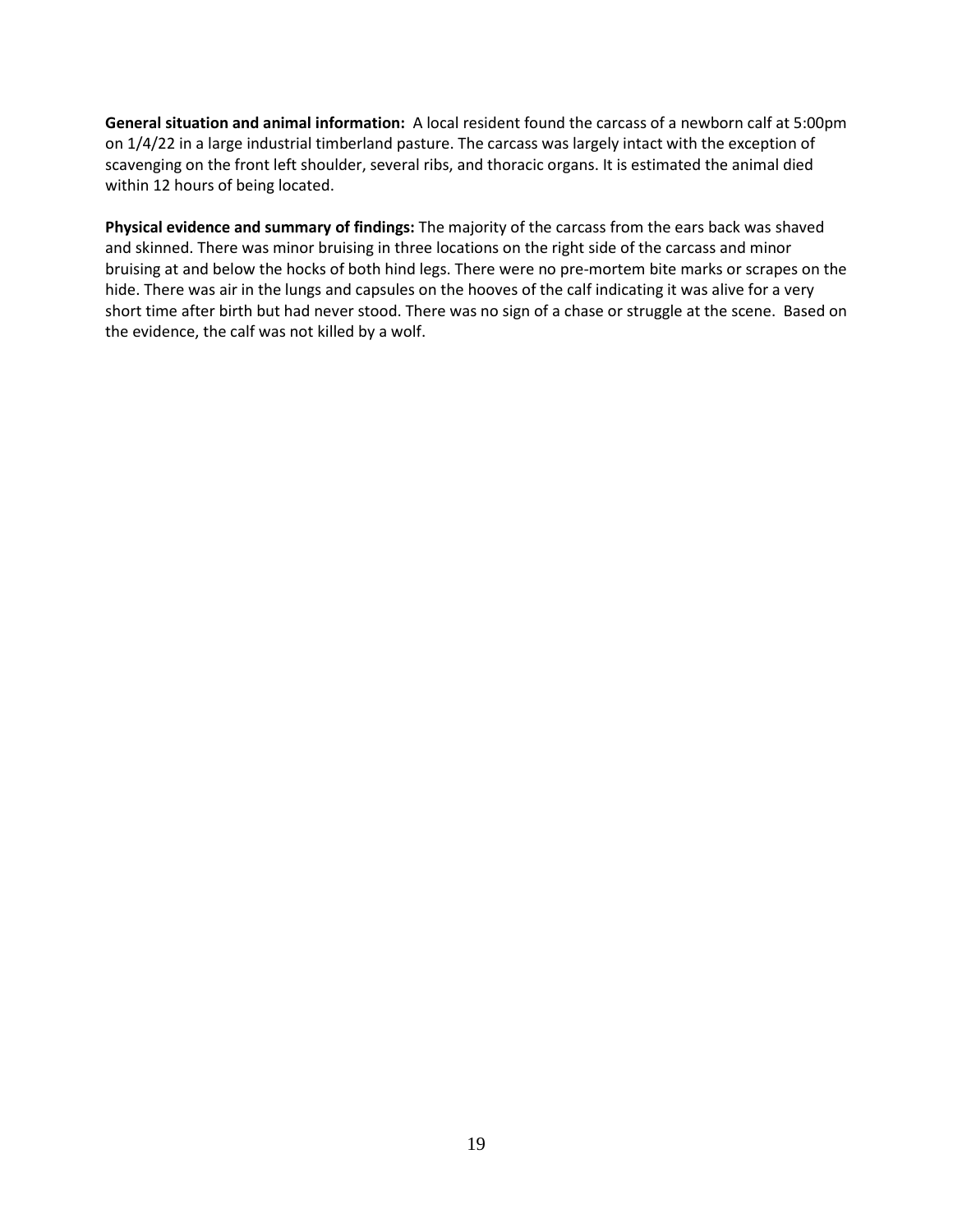**General situation and animal information:** A local resident found the carcass of a newborn calf at 5:00pm on 1/4/22 in a large industrial timberland pasture. The carcass was largely intact with the exception of scavenging on the front left shoulder, several ribs, and thoracic organs. It is estimated the animal died within 12 hours of being located.

**Physical evidence and summary of findings:** The majority of the carcass from the ears back was shaved and skinned. There was minor bruising in three locations on the right side of the carcass and minor bruising at and below the hocks of both hind legs. There were no pre-mortem bite marks or scrapes on the hide. There was air in the lungs and capsules on the hooves of the calf indicating it was alive for a very short time after birth but had never stood. There was no sign of a chase or struggle at the scene. Based on the evidence, the calf was not killed by a wolf.